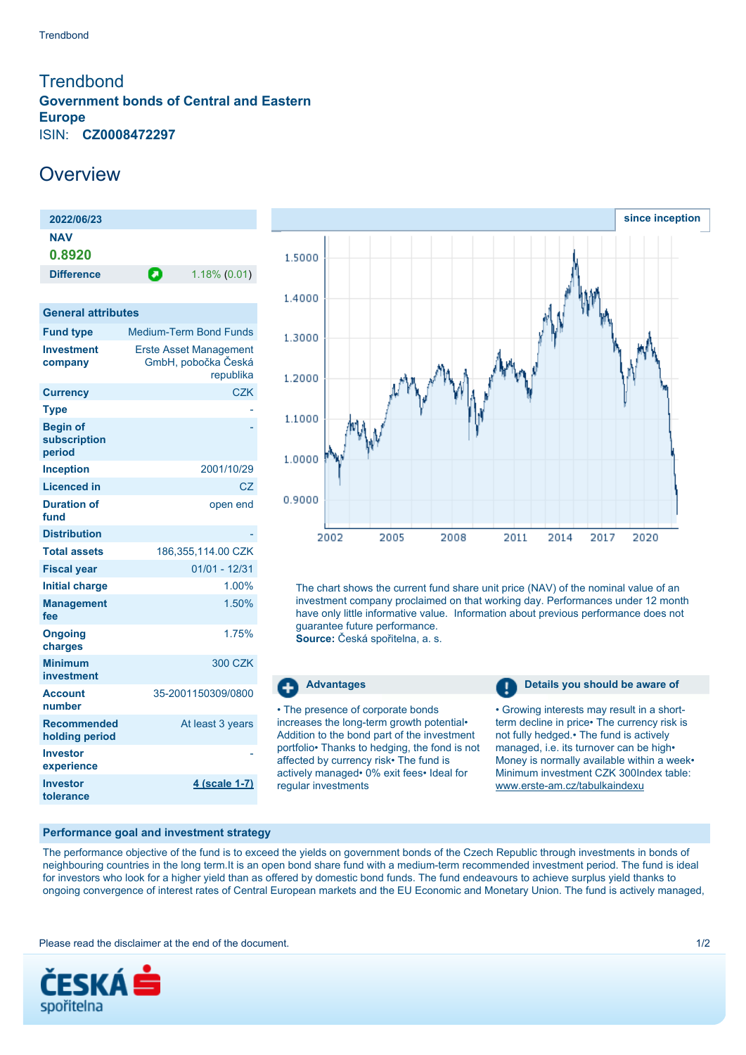# Trendbond

**Government bonds of Central and Eastern Europe**

ISIN: **CZ0008472297**

## Overview

| 2022/06/23 | |
|---|---|
| **NAV** | |
| **0.8920** | |
| **Difference** | 1.18% (0.01) |

| General attributes | |
|---|---|
| **Fund type** | Medium-Term Bond Funds |
| **Investment company** | Erste Asset Management GmbH, pobočka Česká republika |
| **Currency** | CZK |
| **Type** | - |
| **Begin of subscription period** | - |
| **Inception** | 2001/10/29 |
| **Licenced in** | CZ |
| **Duration of fund** | open end |
| **Distribution** | - |
| **Total assets** | 186,355,114.00 CZK |
| **Fiscal year** | 01/01 - 12/31 |
| **Initial charge** | 1.00% |
| **Management fee** | 1.50% |
| **Ongoing charges** | 1.75% |
| **Minimum investment** | 300 CZK |
| **Account number** | 35-2001150309/0800 |
| **Recommended holding period** | At least 3 years |
| **Investor experience** | - |
| **Investor tolerance** | 4 (scale 1-7) |

since inception

The chart shows the current fund share unit price (NAV) of the nominal value of an investment company proclaimed on that working day. Performances under 12 month have only little informative value. Information about previous performance does not guarantee future performance.
**Source:** Česká spořitelna, a. s.

### Advantages

• The presence of corporate bonds increases the long-term growth potential• Addition to the bond part of the investment portfolio• Thanks to hedging, the fond is not affected by currency risk• The fund is actively managed• 0% exit fees• Ideal for regular investments

### Details you should be aware of

• Growing interests may result in a short-term decline in price• The currency risk is not fully hedged.• The fund is actively managed, i.e. its turnover can be high• Money is normally available within a week• Minimum investment CZK 300Index table: www.erste-am.cz/tabulkaindexu

### Performance goal and investment strategy

The performance objective of the fund is to exceed the yields on government bonds of the Czech Republic through investments in bonds of neighbouring countries in the long term.It is an open bond share fund with a medium-term recommended investment period. The fund is ideal for investors who look for a higher yield than as offered by domestic bond funds. The fund endeavours to achieve surplus yield thanks to ongoing convergence of interest rates of Central European markets and the EU Economic and Monetary Union. The fund is actively managed,

Please read the disclaimer at the end of the document.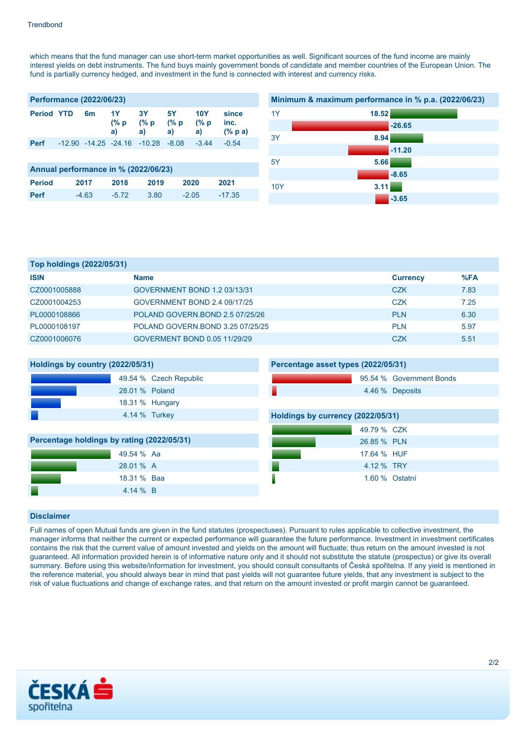which means that the fund manager can use short-term market opportunities as well. Significant sources of the fund income are mainly interest yields on debt instruments. The fund buys mainly government bonds of candidate and member countries of the European Union. The fund is partially currency hedged, and investment in the fund is connected with interest and currency risks.

## Performance (2022/06/23)

| Period | YTD | 6m | 1Y (% p a) | 3Y (% p a) | 5Y (% p a) | 10Y (% p a) | since inc. (% p a) |
|---|---|---|---|---|---|---|---|
| Perf | -12.90 | -14.25 | -24.16 | -10.28 | -8.08 | -3.44 | -0.54 |

## Annual performance in % (2022/06/23)

| Period | 2017 | 2018 | 2019 | 2020 | 2021 |
|---|---|---|---|---|---|
| Perf | -4.63 | -5.72 | 3.80 | -2.05 | -17.35 |

## Minimum & maximum performance in % p.a. (2022/06/23)

1Y
18.52
-26.65

3Y
8.94
-11.20

5Y
5.66
-8.65

10Y
3.11
-3.65

## Top holdings (2022/05/31)

| ISIN | Name | Currency | %FA |
|---|---|---|---|
| CZ0001005888 | GOVERNMENT BOND 1.2 03/13/31 | CZK | 7.83 |
| CZ0001004253 | GOVERNMENT BOND 2.4 09/17/25 | CZK | 7.25 |
| PL0000108866 | POLAND GOVERN.BOND 2.5 07/25/26 | PLN | 6.30 |
| PL0000108197 | POLAND GOVERN.BOND 3.25 07/25/25 | PLN | 5.97 |
| CZ0001006076 | GOVERMENT BOND 0.05 11/29/29 | CZK | 5.51 |

## Holdings by country (2022/05/31)

49.54 % Czech Republic
28.01 % Poland
18.31 % Hungary
4.14 % Turkey

## Percentage holdings by rating (2022/05/31)

49.54 % Aa
28.01 % A
18.31 % Baa
4.14 % B

## Percentage asset types (2022/05/31)

95.54 % Government Bonds
4.46 % Deposits

## Holdings by currency (2022/05/31)

49.79 % CZK
26.85 % PLN
17.64 % HUF
4.12 % TRY
1.60 % Ostatní

## Disclaimer

Full names of open Mutual funds are given in the fund statutes (prospectuses). Pursuant to rules applicable to collective investment, the manager informs that neither the current or expected performance will guarantee the future performance. Investment in investment certificates contains the risk that the current value of amount invested and yields on the amount will fluctuate; thus return on the amount invested is not guaranteed. All information provided herein is of informative nature only and it should not substitute the statute (prospectus) or give its overall summary. Before using this website/information for investment, you should consult consultants of Česká spořitelna. If any yield is mentioned in the reference material, you should always bear in mind that past yields will not guarantee future yields, that any investment is subject to the risk of value fluctuations and change of exchange rates, and that return on the amount invested or profit margin cannot be guaranteed.